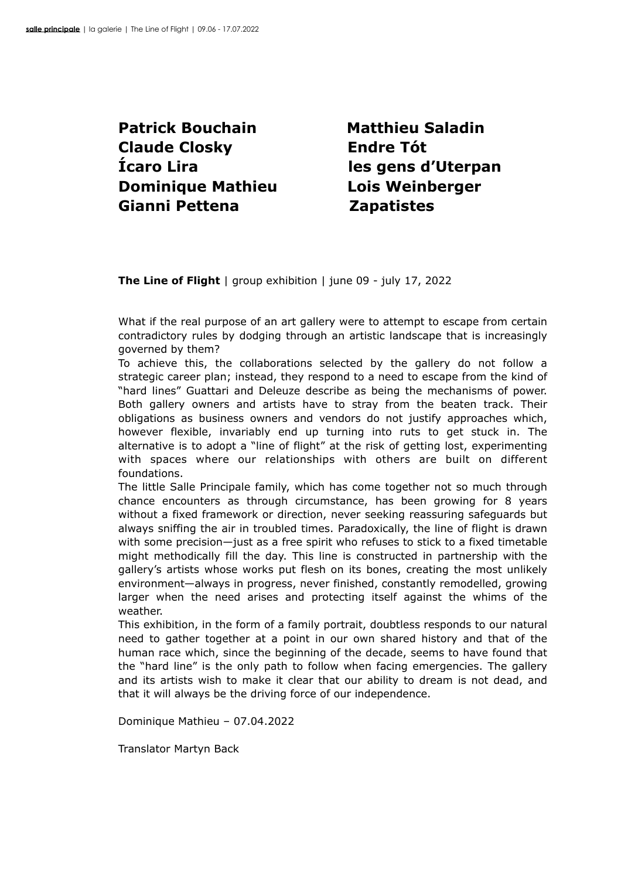**Patrick Bouchain**
**Claude Closky**
**Ícaro Lira**
**Dominique Mathieu**
**Gianni Pettena**
**Matthieu Saladin**
**Endre Tót**
**les gens d'Uterpan**
**Lois Weinberger**
**Zapatistes**

**The Line of Flight** | group exhibition | june 09 - july 17, 2022

What if the real purpose of an art gallery were to attempt to escape from certain contradictory rules by dodging through an artistic landscape that is increasingly governed by them?
To achieve this, the collaborations selected by the gallery do not follow a strategic career plan; instead, they respond to a need to escape from the kind of "hard lines" Guattari and Deleuze describe as being the mechanisms of power. Both gallery owners and artists have to stray from the beaten track. Their obligations as business owners and vendors do not justify approaches which, however flexible, invariably end up turning into ruts to get stuck in. The alternative is to adopt a "line of flight" at the risk of getting lost, experimenting with spaces where our relationships with others are built on different foundations.
The little Salle Principale family, which has come together not so much through chance encounters as through circumstance, has been growing for 8 years without a fixed framework or direction, never seeking reassuring safeguards but always sniffing the air in troubled times. Paradoxically, the line of flight is drawn with some precision—just as a free spirit who refuses to stick to a fixed timetable might methodically fill the day. This line is constructed in partnership with the gallery's artists whose works put flesh on its bones, creating the most unlikely environment—always in progress, never finished, constantly remodelled, growing larger when the need arises and protecting itself against the whims of the weather.
This exhibition, in the form of a family portrait, doubtless responds to our natural need to gather together at a point in our own shared history and that of the human race which, since the beginning of the decade, seems to have found that the "hard line" is the only path to follow when facing emergencies. The gallery and its artists wish to make it clear that our ability to dream is not dead, and that it will always be the driving force of our independence.

Dominique Mathieu – 07.04.2022

Translator Martyn Back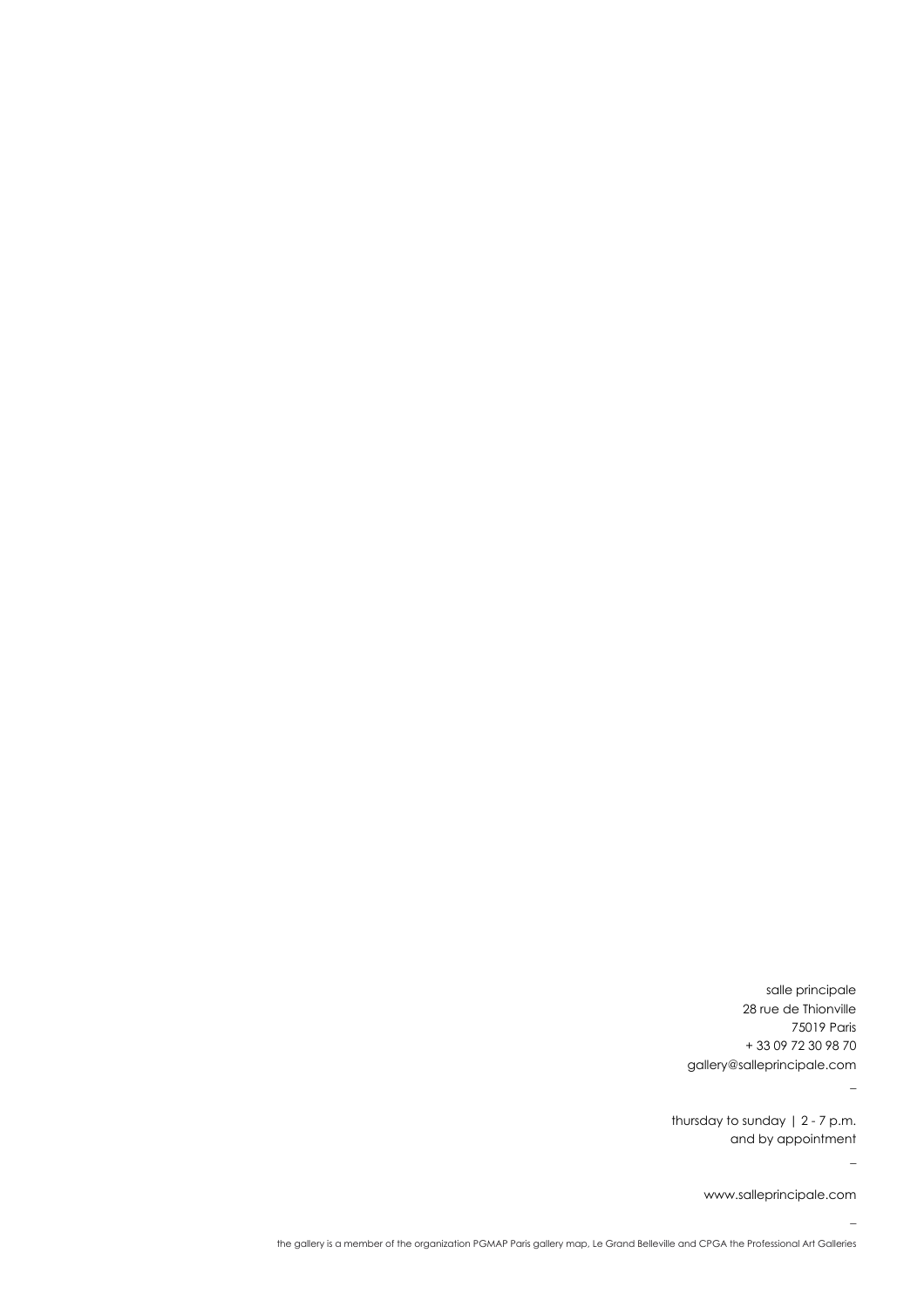salle principale
28 rue de Thionville
75019 Paris
+ 33 09 72 30 98 70
gallery@salleprincipale.com

–

thursday to sunday | 2 - 7 p.m.
and by appointment

–

www.salleprincipale.com

–

the gallery is a member of the organization PGMAP Paris gallery map, Le Grand Belleville and CPGA the Professional Art Galleries